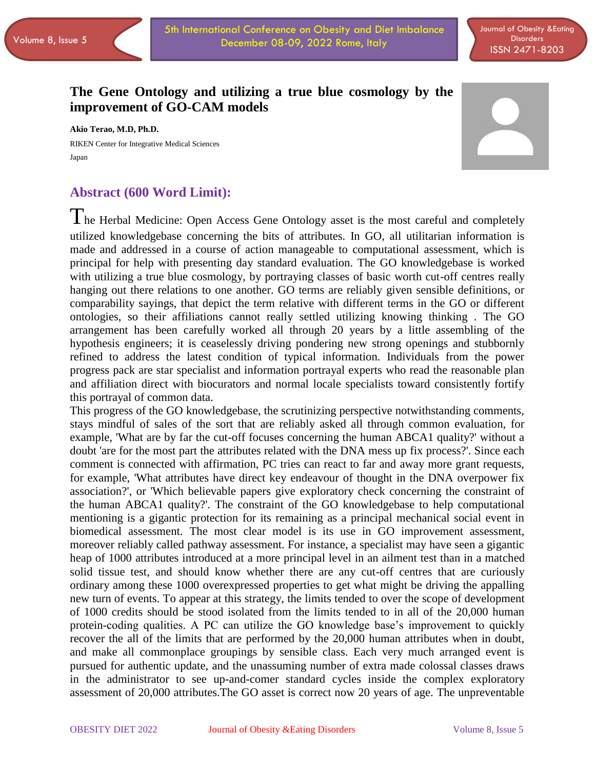# The Gene Ontology and utilizing a true blue cosmology by the improvement of GO-CAM models

**Akio Terao, M.D, Ph.D.**

RIKEN Center for Integrative Medical Sciences

Japan

## Abstract (600 Word Limit):

The Herbal Medicine: Open Access Gene Ontology asset is the most careful and completely utilized knowledgebase concerning the bits of attributes. In GO, all utilitarian information is made and addressed in a course of action manageable to computational assessment, which is principal for help with presenting day standard evaluation. The GO knowledgebase is worked with utilizing a true blue cosmology, by portraying classes of basic worth cut-off centres really hanging out there relations to one another. GO terms are reliably given sensible definitions, or comparability sayings, that depict the term relative with different terms in the GO or different ontologies, so their affiliations cannot really settled utilizing knowing thinking . The GO arrangement has been carefully worked all through 20 years by a little assembling of the hypothesis engineers; it is ceaselessly driving pondering new strong openings and stubbornly refined to address the latest condition of typical information. Individuals from the power progress pack are star specialist and information portrayal experts who read the reasonable plan and affiliation direct with biocurators and normal locale specialists toward consistently fortify this portrayal of common data.

This progress of the GO knowledgebase, the scrutinizing perspective notwithstanding comments, stays mindful of sales of the sort that are reliably asked all through common evaluation, for example, 'What are by far the cut-off focuses concerning the human ABCA1 quality?' without a doubt 'are for the most part the attributes related with the DNA mess up fix process?'. Since each comment is connected with affirmation, PC tries can react to far and away more grant requests, for example, 'What attributes have direct key endeavour of thought in the DNA overpower fix association?', or 'Which believable papers give exploratory check concerning the constraint of the human ABCA1 quality?'. The constraint of the GO knowledgebase to help computational mentioning is a gigantic protection for its remaining as a principal mechanical social event in biomedical assessment. The most clear model is its use in GO improvement assessment, moreover reliably called pathway assessment. For instance, a specialist may have seen a gigantic heap of 1000 attributes introduced at a more principal level in an ailment test than in a matched solid tissue test, and should know whether there are any cut-off centres that are curiously ordinary among these 1000 overexpressed properties to get what might be driving the appalling new turn of events. To appear at this strategy, the limits tended to over the scope of development of 1000 credits should be stood isolated from the limits tended to in all of the 20,000 human protein-coding qualities. A PC can utilize the GO knowledge base's improvement to quickly recover the all of the limits that are performed by the 20,000 human attributes when in doubt, and make all commonplace groupings by sensible class. Each very much arranged event is pursued for authentic update, and the unassuming number of extra made colossal classes draws in the administrator to see up-and-comer standard cycles inside the complex exploratory assessment of 20,000 attributes.The GO asset is correct now 20 years of age. The unpreventable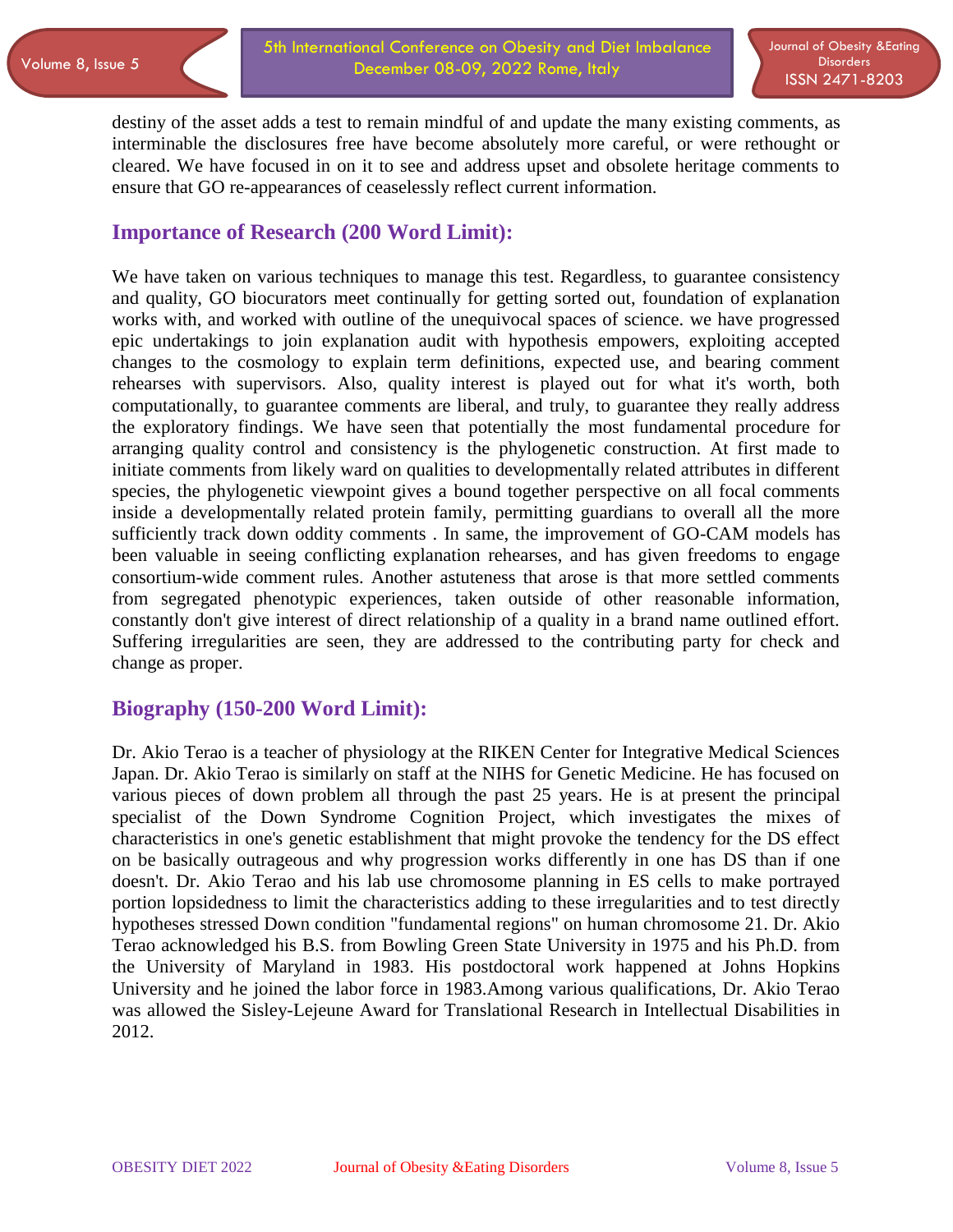destiny of the asset adds a test to remain mindful of and update the many existing comments, as interminable the disclosures free have become absolutely more careful, or were rethought or cleared. We have focused in on it to see and address upset and obsolete heritage comments to ensure that GO re-appearances of ceaselessly reflect current information.

## Importance of Research (200 Word Limit):

We have taken on various techniques to manage this test. Regardless, to guarantee consistency and quality, GO biocurators meet continually for getting sorted out, foundation of explanation works with, and worked with outline of the unequivocal spaces of science. we have progressed epic undertakings to join explanation audit with hypothesis empowers, exploiting accepted changes to the cosmology to explain term definitions, expected use, and bearing comment rehearses with supervisors. Also, quality interest is played out for what it's worth, both computationally, to guarantee comments are liberal, and truly, to guarantee they really address the exploratory findings. We have seen that potentially the most fundamental procedure for arranging quality control and consistency is the phylogenetic construction. At first made to initiate comments from likely ward on qualities to developmentally related attributes in different species, the phylogenetic viewpoint gives a bound together perspective on all focal comments inside a developmentally related protein family, permitting guardians to overall all the more sufficiently track down oddity comments . In same, the improvement of GO-CAM models has been valuable in seeing conflicting explanation rehearses, and has given freedoms to engage consortium-wide comment rules. Another astuteness that arose is that more settled comments from segregated phenotypic experiences, taken outside of other reasonable information, constantly don't give interest of direct relationship of a quality in a brand name outlined effort. Suffering irregularities are seen, they are addressed to the contributing party for check and change as proper.

## Biography (150-200 Word Limit):

Dr. Akio Terao is a teacher of physiology at the RIKEN Center for Integrative Medical Sciences Japan. Dr. Akio Terao is similarly on staff at the NIHS for Genetic Medicine. He has focused on various pieces of down problem all through the past 25 years. He is at present the principal specialist of the Down Syndrome Cognition Project, which investigates the mixes of characteristics in one's genetic establishment that might provoke the tendency for the DS effect on be basically outrageous and why progression works differently in one has DS than if one doesn't. Dr. Akio Terao and his lab use chromosome planning in ES cells to make portrayed portion lopsidedness to limit the characteristics adding to these irregularities and to test directly hypotheses stressed Down condition "fundamental regions" on human chromosome 21. Dr. Akio Terao acknowledged his B.S. from Bowling Green State University in 1975 and his Ph.D. from the University of Maryland in 1983. His postdoctoral work happened at Johns Hopkins University and he joined the labor force in 1983.Among various qualifications, Dr. Akio Terao was allowed the Sisley-Lejeune Award for Translational Research in Intellectual Disabilities in 2012.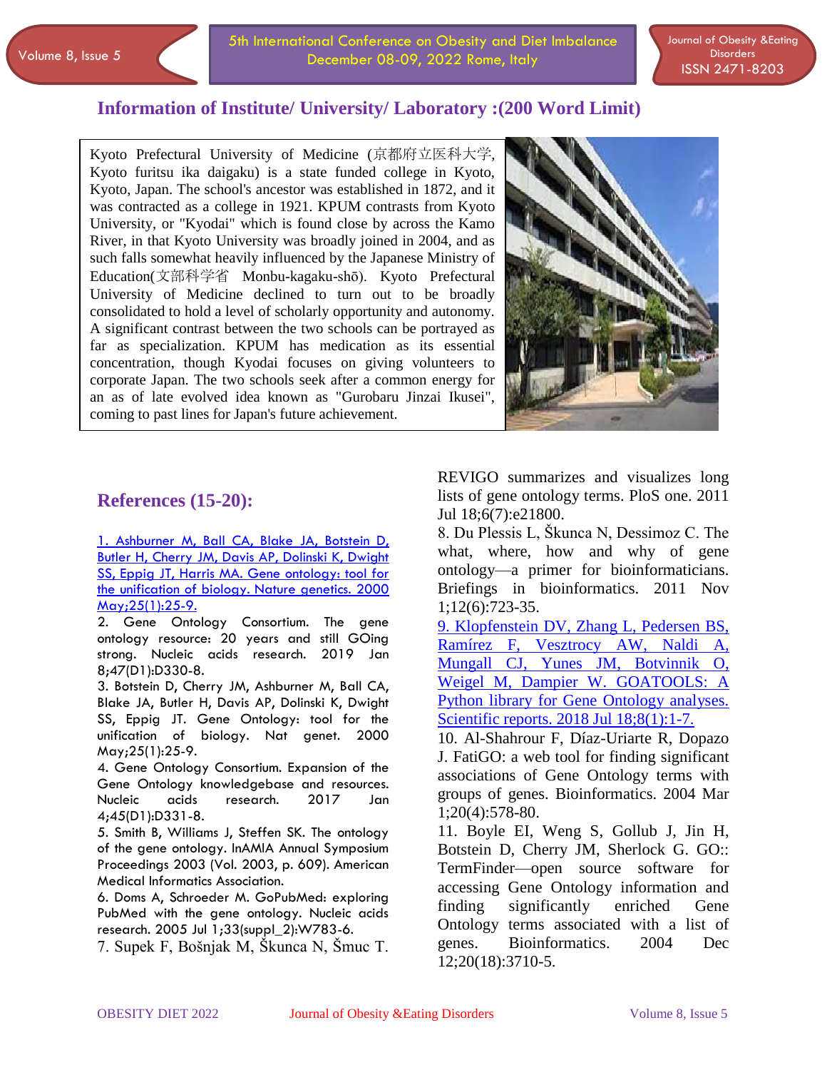## Information of Institute/ University/ Laboratory :(200 Word Limit)

Kyoto Prefectural University of Medicine (京都府立医科大学, Kyoto furitsu ika daigaku) is a state funded college in Kyoto, Kyoto, Japan. The school's ancestor was established in 1872, and it was contracted as a college in 1921. KPUM contrasts from Kyoto University, or "Kyodai" which is found close by across the Kamo River, in that Kyoto University was broadly joined in 2004, and as such falls somewhat heavily influenced by the Japanese Ministry of Education(文部科学省 Monbu-kagaku-shō). Kyoto Prefectural University of Medicine declined to turn out to be broadly consolidated to hold a level of scholarly opportunity and autonomy. A significant contrast between the two schools can be portrayed as far as specialization. KPUM has medication as its essential concentration, though Kyodai focuses on giving volunteers to corporate Japan. The two schools seek after a common energy for an as of late evolved idea known as "Gurobaru Jinzai Ikusei", coming to past lines for Japan's future achievement.

## References (15-20):

1. Ashburner M, Ball CA, Blake JA, Botstein D, Butler H, Cherry JM, Davis AP, Dolinski K, Dwight SS, Eppig JT, Harris MA. Gene ontology: tool for the unification of biology. Nature genetics. 2000 May;25(1):25-9.
2. Gene Ontology Consortium. The gene ontology resource: 20 years and still GOing strong. Nucleic acids research. 2019 Jan 8;47(D1):D330-8.
3. Botstein D, Cherry JM, Ashburner M, Ball CA, Blake JA, Butler H, Davis AP, Dolinski K, Dwight SS, Eppig JT. Gene Ontology: tool for the unification of biology. Nat genet. 2000 May;25(1):25-9.
4. Gene Ontology Consortium. Expansion of the Gene Ontology knowledgebase and resources. Nucleic acids research. 2017 Jan 4;45(D1):D331-8.
5. Smith B, Williams J, Steffen SK. The ontology of the gene ontology. InAMIA Annual Symposium Proceedings 2003 (Vol. 2003, p. 609). American Medical Informatics Association.
6. Doms A, Schroeder M. GoPubMed: exploring PubMed with the gene ontology. Nucleic acids research. 2005 Jul 1;33(suppl_2):W783-6.
7. Supek F, Bošnjak M, Škunca N, Šmuc T. REVIGO summarizes and visualizes long lists of gene ontology terms. PloS one. 2011 Jul 18;6(7):e21800.
8. Du Plessis L, Škunca N, Dessimoz C. The what, where, how and why of gene ontology—a primer for bioinformaticians. Briefings in bioinformatics. 2011 Nov 1;12(6):723-35.
9. Klopfenstein DV, Zhang L, Pedersen BS, Ramírez F, Vesztrocy AW, Naldi A, Mungall CJ, Yunes JM, Botvinnik O, Weigel M, Dampier W. GOATOOLS: A Python library for Gene Ontology analyses. Scientific reports. 2018 Jul 18;8(1):1-7.
10. Al-Shahrour F, Díaz-Uriarte R, Dopazo J. FatiGO: a web tool for finding significant associations of Gene Ontology terms with groups of genes. Bioinformatics. 2004 Mar 1;20(4):578-80.
11. Boyle EI, Weng S, Gollub J, Jin H, Botstein D, Cherry JM, Sherlock G. GO::TermFinder—open source software for accessing Gene Ontology information and finding significantly enriched Gene Ontology terms associated with a list of genes. Bioinformatics. 2004 Dec 12;20(18):3710-5.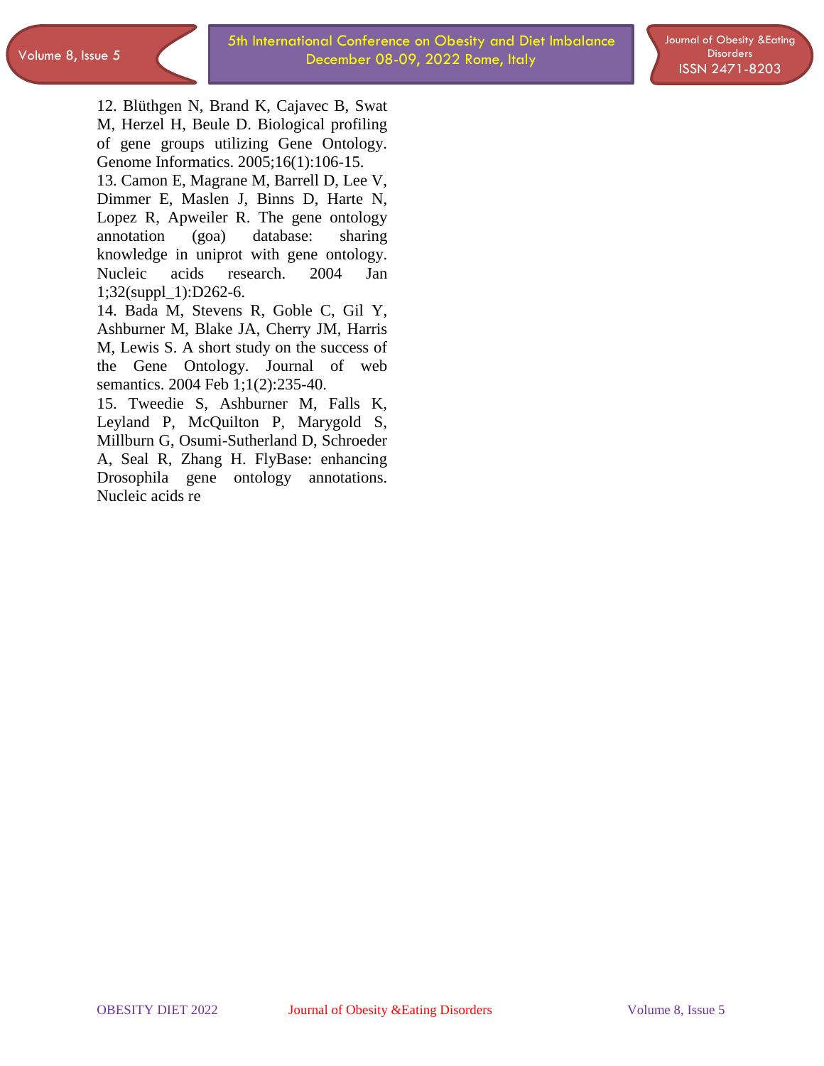12. Blüthgen N, Brand K, Cajavec B, Swat M, Herzel H, Beule D. Biological profiling of gene groups utilizing Gene Ontology. Genome Informatics. 2005;16(1):106-15.

13. Camon E, Magrane M, Barrell D, Lee V, Dimmer E, Maslen J, Binns D, Harte N, Lopez R, Apweiler R. The gene ontology annotation (goa) database: sharing knowledge in uniprot with gene ontology. Nucleic acids research. 2004 Jan 1;32(suppl_1):D262-6.

14. Bada M, Stevens R, Goble C, Gil Y, Ashburner M, Blake JA, Cherry JM, Harris M, Lewis S. A short study on the success of the Gene Ontology. Journal of web semantics. 2004 Feb 1;1(2):235-40.

15. Tweedie S, Ashburner M, Falls K, Leyland P, McQuilton P, Marygold S, Millburn G, Osumi-Sutherland D, Schroeder A, Seal R, Zhang H. FlyBase: enhancing Drosophila gene ontology annotations. Nucleic acids re